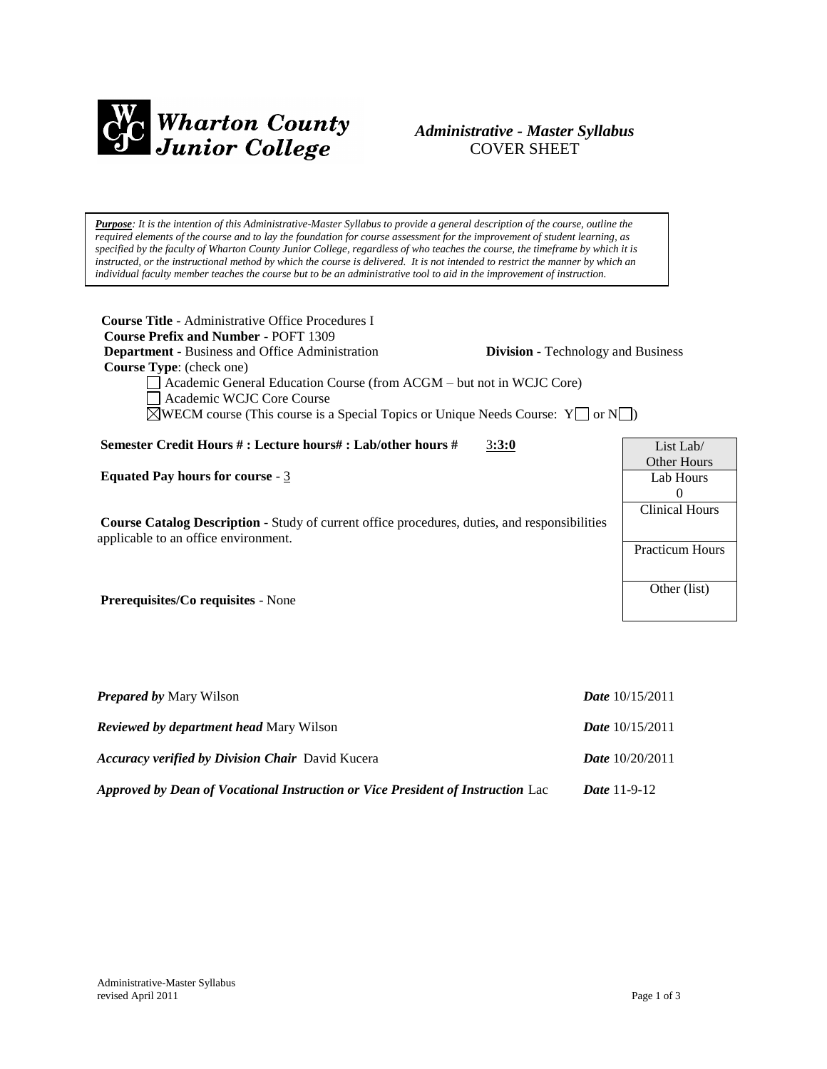**Wharton County Junior College**

# *Administrative - Master Syllabus*
COVER SHEET

***Purpose**: It is the intention of this Administrative-Master Syllabus to provide a general description of the course, outline the required elements of the course and to lay the foundation for course assessment for the improvement of student learning, as specified by the faculty of Wharton County Junior College, regardless of who teaches the course, the timeframe by which it is instructed, or the instructional method by which the course is delivered. It is not intended to restrict the manner by which an individual faculty member teaches the course but to be an administrative tool to aid in the improvement of instruction.*

**Course Title** - Administrative Office Procedures I
**Course Prefix and Number** - POFT 1309
**Department** - Business and Office Administration **Division** - Technology and Business
**Course Type**: (check one)

☐ Academic General Education Course (from ACGM – but not in WCJC Core)
☐ Academic WCJC Core Course
☒ WECM course (This course is a Special Topics or Unique Needs Course: Y☐ or N☐)

**Semester Credit Hours # : Lecture hours# : Lab/other hours #** 3**:3:0**

**Equated Pay hours for course** - 3

**Course Catalog Description** - Study of current office procedures, duties, and responsibilities applicable to an office environment.

**Prerequisites/Co requisites** - None

| List Lab/ Other Hours |
|---|
| Lab Hours 0 |
| Clinical Hours |
| Practicum Hours |
| Other (list) |

***Prepared by*** Mary Wilson ***Date*** 10/15/2011

***Reviewed by department head*** Mary Wilson ***Date*** 10/15/2011

***Accuracy verified by Division Chair*** David Kucera ***Date*** 10/20/2011

***Approved by Dean of Vocational Instruction or Vice President of Instruction*** Lac ***Date*** 11-9-12

Administrative-Master Syllabus
revised April 2011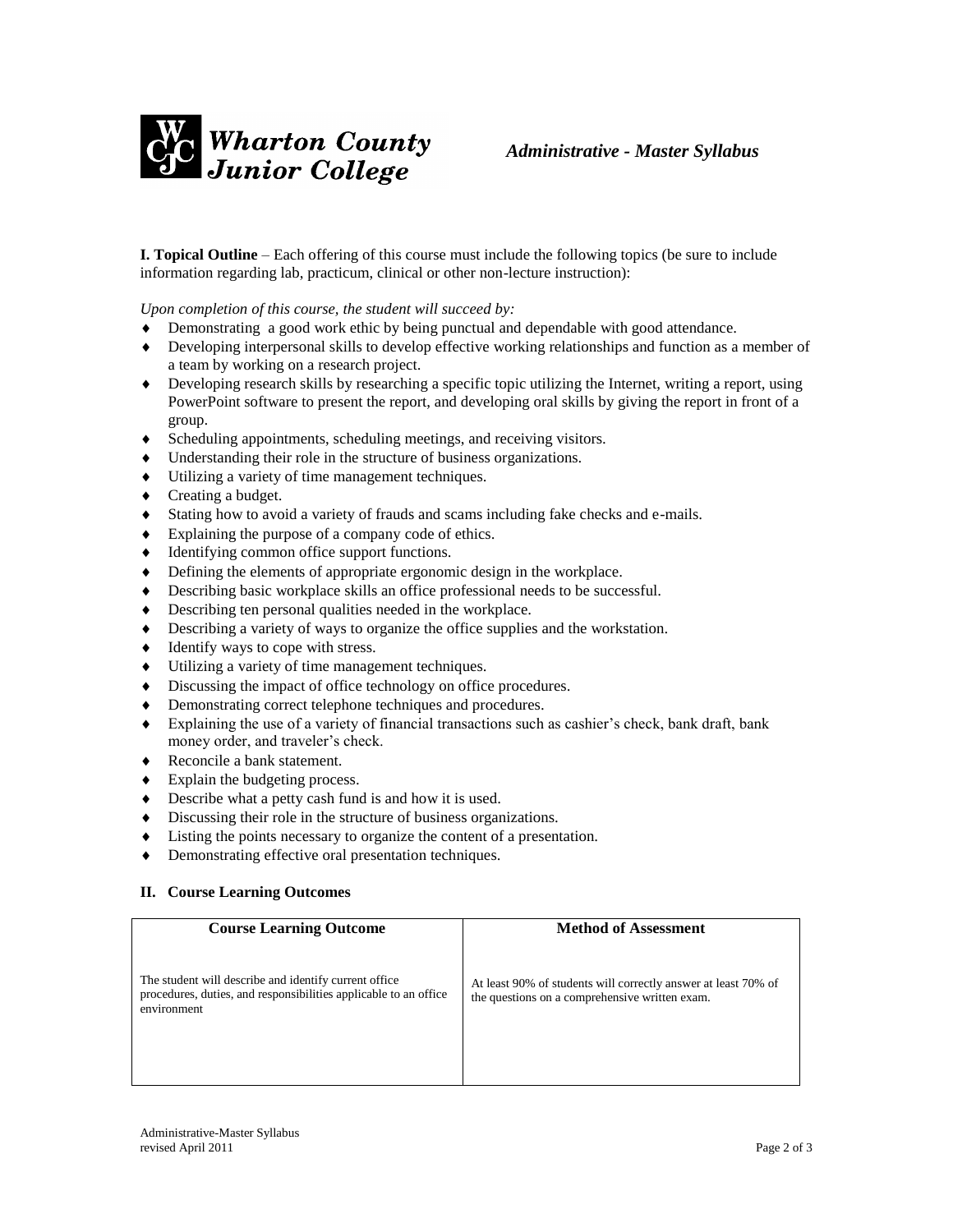**Wharton County Junior College**

*Administrative - Master Syllabus*

**I. Topical Outline** – Each offering of this course must include the following topics (be sure to include information regarding lab, practicum, clinical or other non-lecture instruction):

*Upon completion of this course, the student will succeed by:*

- Demonstrating a good work ethic by being punctual and dependable with good attendance.
- Developing interpersonal skills to develop effective working relationships and function as a member of a team by working on a research project.
- Developing research skills by researching a specific topic utilizing the Internet, writing a report, using PowerPoint software to present the report, and developing oral skills by giving the report in front of a group.
- Scheduling appointments, scheduling meetings, and receiving visitors.
- Understanding their role in the structure of business organizations.
- Utilizing a variety of time management techniques.
- Creating a budget.
- Stating how to avoid a variety of frauds and scams including fake checks and e-mails.
- Explaining the purpose of a company code of ethics.
- Identifying common office support functions.
- Defining the elements of appropriate ergonomic design in the workplace.
- Describing basic workplace skills an office professional needs to be successful.
- Describing ten personal qualities needed in the workplace.
- Describing a variety of ways to organize the office supplies and the workstation.
- Identify ways to cope with stress.
- Utilizing a variety of time management techniques.
- Discussing the impact of office technology on office procedures.
- Demonstrating correct telephone techniques and procedures.
- Explaining the use of a variety of financial transactions such as cashier's check, bank draft, bank money order, and traveler's check.
- Reconcile a bank statement.
- Explain the budgeting process.
- Describe what a petty cash fund is and how it is used.
- Discussing their role in the structure of business organizations.
- Listing the points necessary to organize the content of a presentation.
- Demonstrating effective oral presentation techniques.

## II. Course Learning Outcomes

| Course Learning Outcome | Method of Assessment |
|---|---|
| The student will describe and identify current office procedures, duties, and responsibilities applicable to an office environment | At least 90% of students will correctly answer at least 70% of the questions on a comprehensive written exam. |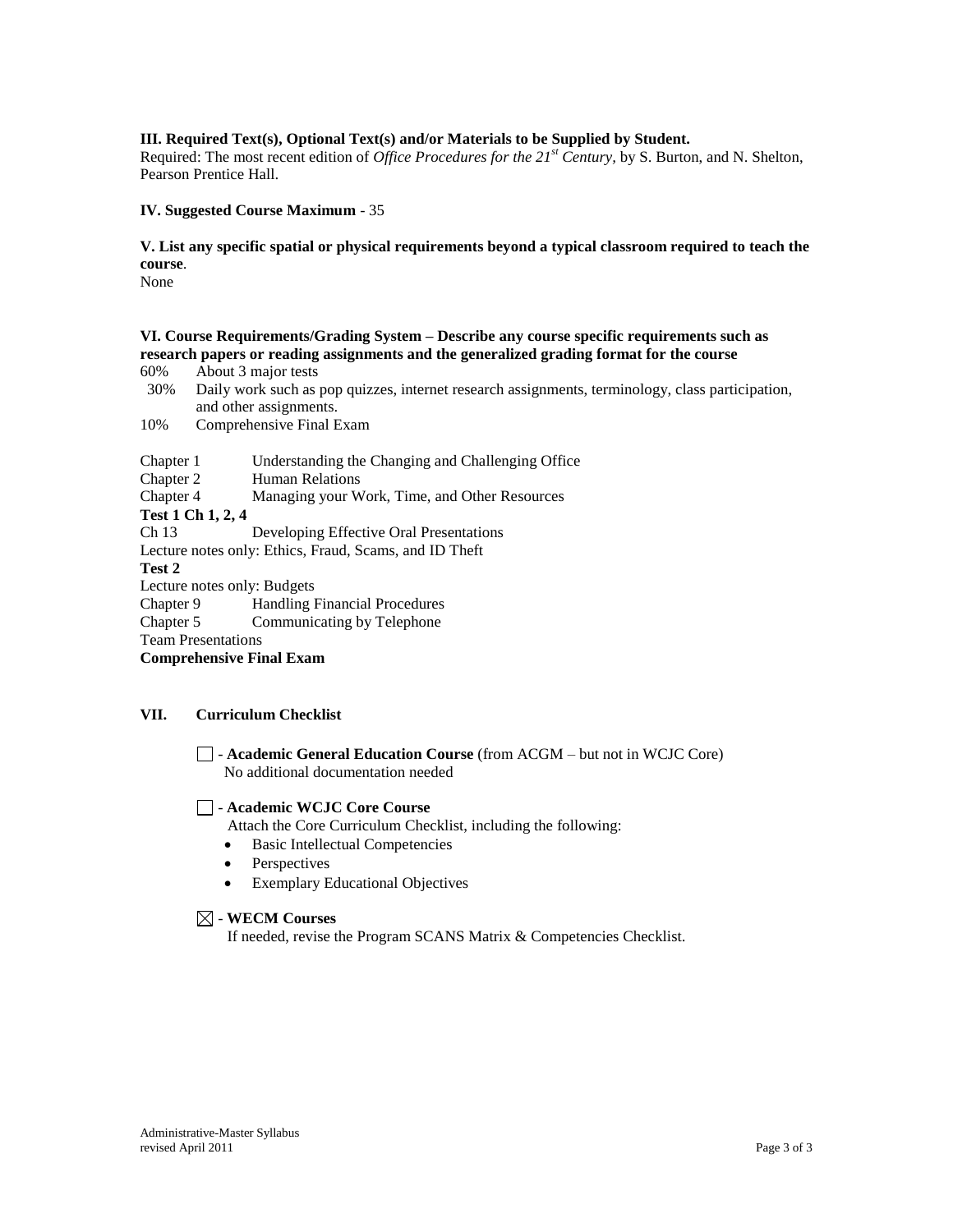**III. Required Text(s), Optional Text(s) and/or Materials to be Supplied by Student.**

Required: The most recent edition of *Office Procedures for the 21st Century*, by S. Burton, and N. Shelton, Pearson Prentice Hall.

**IV. Suggested Course Maximum** - 35

**V. List any specific spatial or physical requirements beyond a typical classroom required to teach the course**.

None

**VI. Course Requirements/Grading System – Describe any course specific requirements such as research papers or reading assignments and the generalized grading format for the course**

| | |
|---|---|
| 60% | About 3 major tests |
| 30% | Daily work such as pop quizzes, internet research assignments, terminology, class participation, and other assignments. |
| 10% | Comprehensive Final Exam |

Chapter 1 Understanding the Changing and Challenging Office
Chapter 2 Human Relations
Chapter 4 Managing your Work, Time, and Other Resources
**Test 1 Ch 1, 2, 4**
Ch 13 Developing Effective Oral Presentations
Lecture notes only: Ethics, Fraud, Scams, and ID Theft
**Test 2**
Lecture notes only: Budgets
Chapter 9 Handling Financial Procedures
Chapter 5 Communicating by Telephone
Team Presentations
**Comprehensive Final Exam**

**VII. Curriculum Checklist**

☐ - **Academic General Education Course** (from ACGM – but not in WCJC Core)
No additional documentation needed

☐ - **Academic WCJC Core Course**
Attach the Core Curriculum Checklist, including the following:

- Basic Intellectual Competencies
- Perspectives
- Exemplary Educational Objectives

☒ - **WECM Courses**
If needed, revise the Program SCANS Matrix & Competencies Checklist.

Administrative-Master Syllabus
revised April 2011